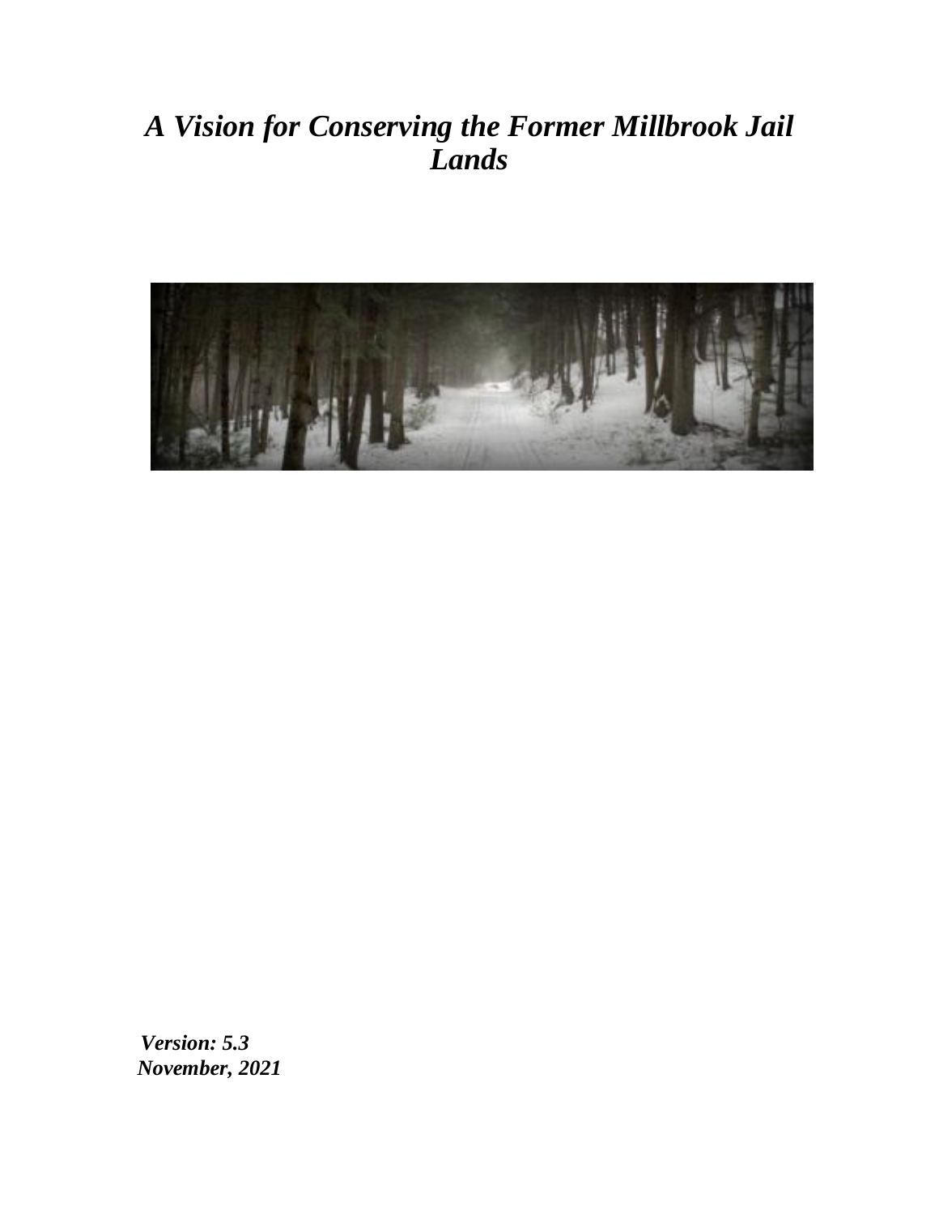# *A Vision for Conserving the Former Millbrook Jail Lands*

***Version: 5.3***
***November, 2021***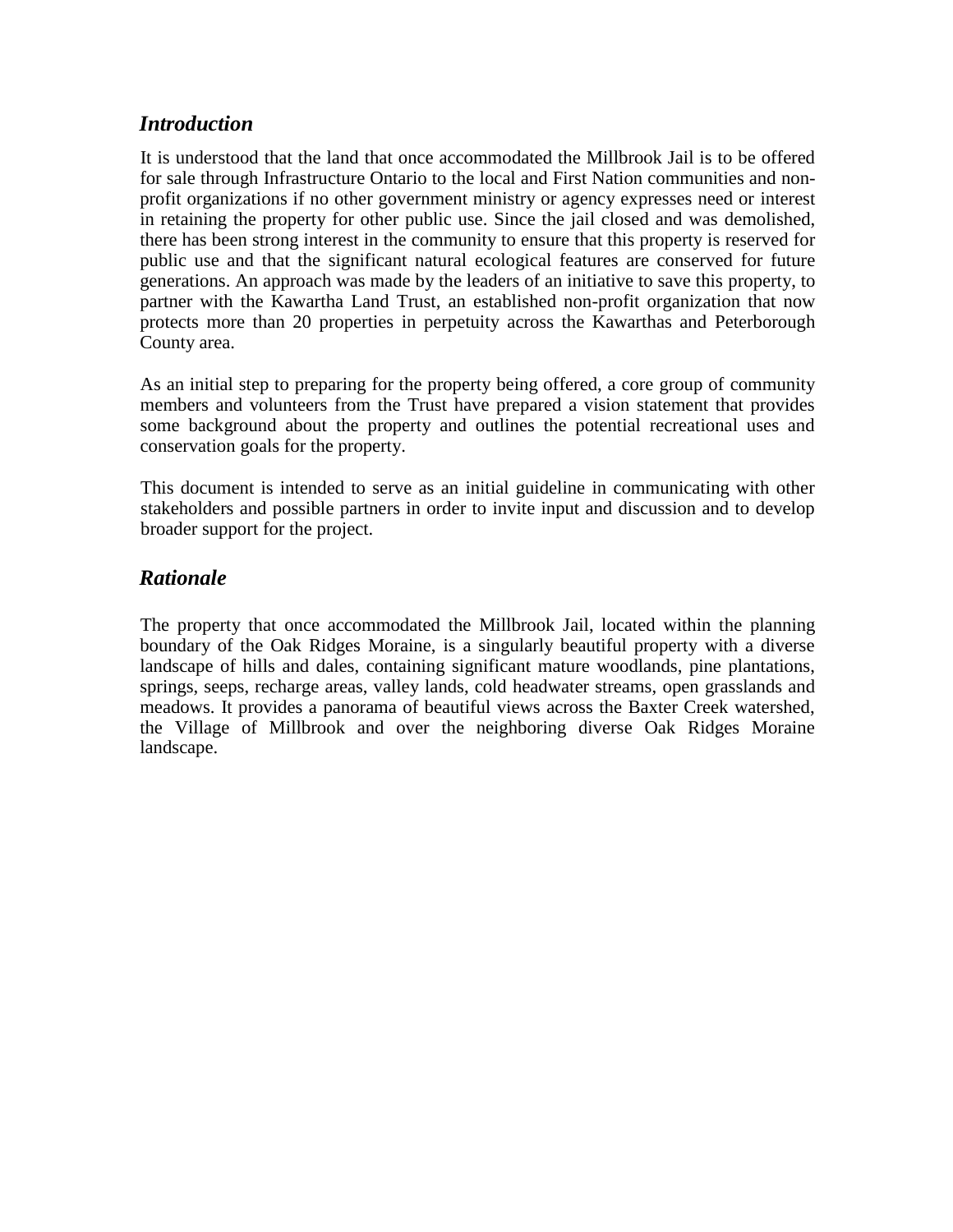## *Introduction*

It is understood that the land that once accommodated the Millbrook Jail is to be offered for sale through Infrastructure Ontario to the local and First Nation communities and non-profit organizations if no other government ministry or agency expresses need or interest in retaining the property for other public use. Since the jail closed and was demolished, there has been strong interest in the community to ensure that this property is reserved for public use and that the significant natural ecological features are conserved for future generations. An approach was made by the leaders of an initiative to save this property, to partner with the Kawartha Land Trust, an established non-profit organization that now protects more than 20 properties in perpetuity across the Kawarthas and Peterborough County area.

As an initial step to preparing for the property being offered, a core group of community members and volunteers from the Trust have prepared a vision statement that provides some background about the property and outlines the potential recreational uses and conservation goals for the property.

This document is intended to serve as an initial guideline in communicating with other stakeholders and possible partners in order to invite input and discussion and to develop broader support for the project.

## *Rationale*

The property that once accommodated the Millbrook Jail, located within the planning boundary of the Oak Ridges Moraine, is a singularly beautiful property with a diverse landscape of hills and dales, containing significant mature woodlands, pine plantations, springs, seeps, recharge areas, valley lands, cold headwater streams, open grasslands and meadows. It provides a panorama of beautiful views across the Baxter Creek watershed, the Village of Millbrook and over the neighboring diverse Oak Ridges Moraine landscape.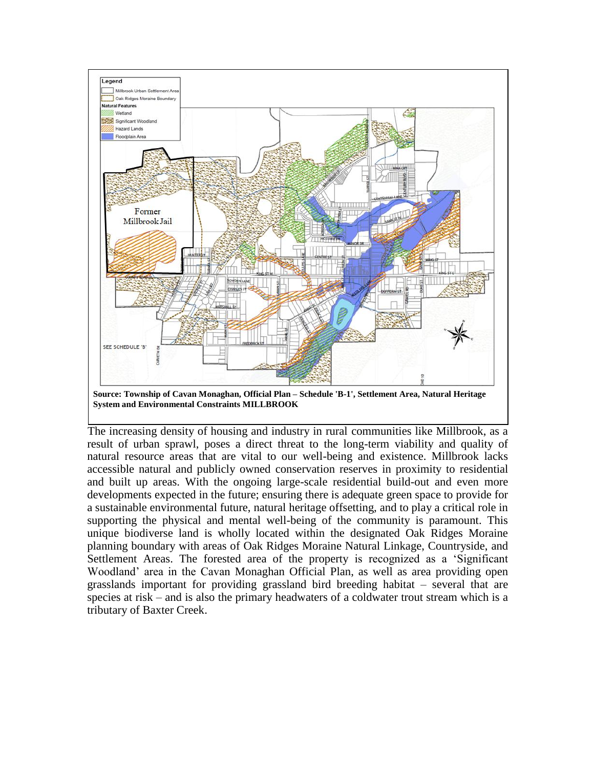**Source: Township of Cavan Monaghan, Official Plan – Schedule 'B-1', Settlement Area, Natural Heritage System and Environmental Constraints MILLBROOK**

The increasing density of housing and industry in rural communities like Millbrook, as a result of urban sprawl, poses a direct threat to the long-term viability and quality of natural resource areas that are vital to our well-being and existence. Millbrook lacks accessible natural and publicly owned conservation reserves in proximity to residential and built up areas. With the ongoing large-scale residential build-out and even more developments expected in the future; ensuring there is adequate green space to provide for a sustainable environmental future, natural heritage offsetting, and to play a critical role in supporting the physical and mental well-being of the community is paramount. This unique biodiverse land is wholly located within the designated Oak Ridges Moraine planning boundary with areas of Oak Ridges Moraine Natural Linkage, Countryside, and Settlement Areas. The forested area of the property is recognized as a 'Significant Woodland' area in the Cavan Monaghan Official Plan, as well as area providing open grasslands important for providing grassland bird breeding habitat – several that are species at risk – and is also the primary headwaters of a coldwater trout stream which is a tributary of Baxter Creek.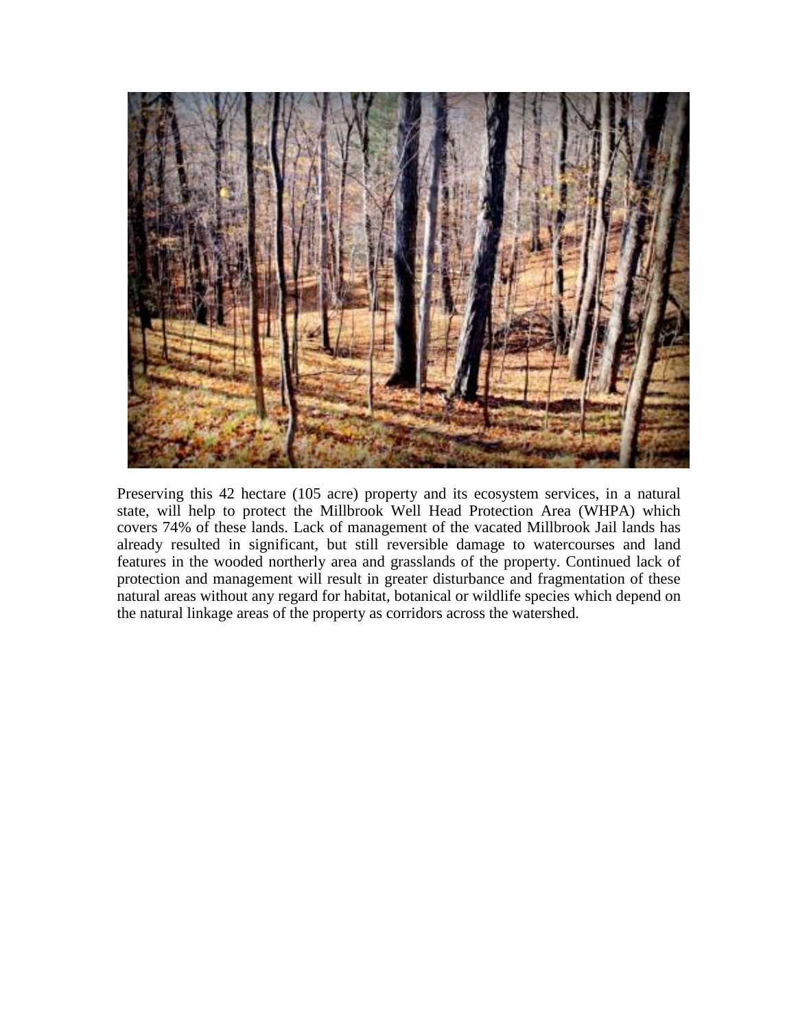Preserving this 42 hectare (105 acre) property and its ecosystem services, in a natural state, will help to protect the Millbrook Well Head Protection Area (WHPA) which covers 74% of these lands. Lack of management of the vacated Millbrook Jail lands has already resulted in significant, but still reversible damage to watercourses and land features in the wooded northerly area and grasslands of the property. Continued lack of protection and management will result in greater disturbance and fragmentation of these natural areas without any regard for habitat, botanical or wildlife species which depend on the natural linkage areas of the property as corridors across the watershed.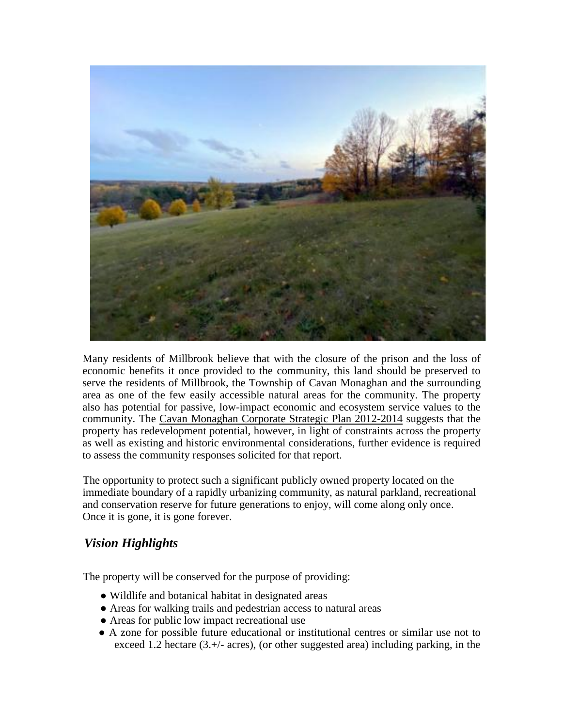Many residents of Millbrook believe that with the closure of the prison and the loss of economic benefits it once provided to the community, this land should be preserved to serve the residents of Millbrook, the Township of Cavan Monaghan and the surrounding area as one of the few easily accessible natural areas for the community. The property also has potential for passive, low-impact economic and ecosystem service values to the community. The Cavan Monaghan Corporate Strategic Plan 2012-2014 suggests that the property has redevelopment potential, however, in light of constraints across the property as well as existing and historic environmental considerations, further evidence is required to assess the community responses solicited for that report.

The opportunity to protect such a significant publicly owned property located on the immediate boundary of a rapidly urbanizing community, as natural parkland, recreational and conservation reserve for future generations to enjoy, will come along only once. Once it is gone, it is gone forever.

## *Vision Highlights*

The property will be conserved for the purpose of providing:

- Wildlife and botanical habitat in designated areas
- Areas for walking trails and pedestrian access to natural areas
- Areas for public low impact recreational use
- A zone for possible future educational or institutional centres or similar use not to exceed 1.2 hectare (3.+/- acres), (or other suggested area) including parking, in the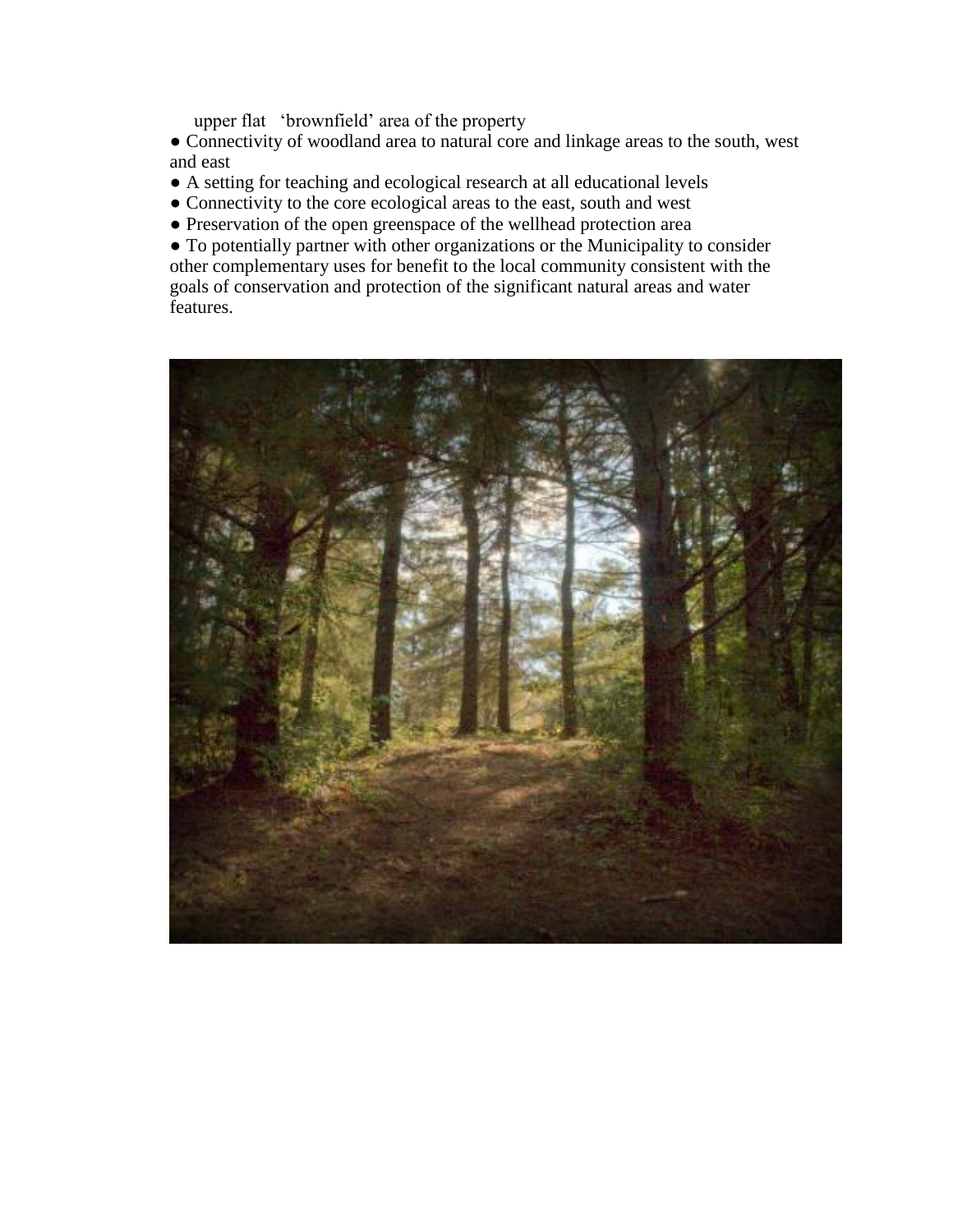upper flat 'brownfield' area of the property

- Connectivity of woodland area to natural core and linkage areas to the south, west and east
- A setting for teaching and ecological research at all educational levels
- Connectivity to the core ecological areas to the east, south and west
- Preservation of the open greenspace of the wellhead protection area
- To potentially partner with other organizations or the Municipality to consider other complementary uses for benefit to the local community consistent with the goals of conservation and protection of the significant natural areas and water features.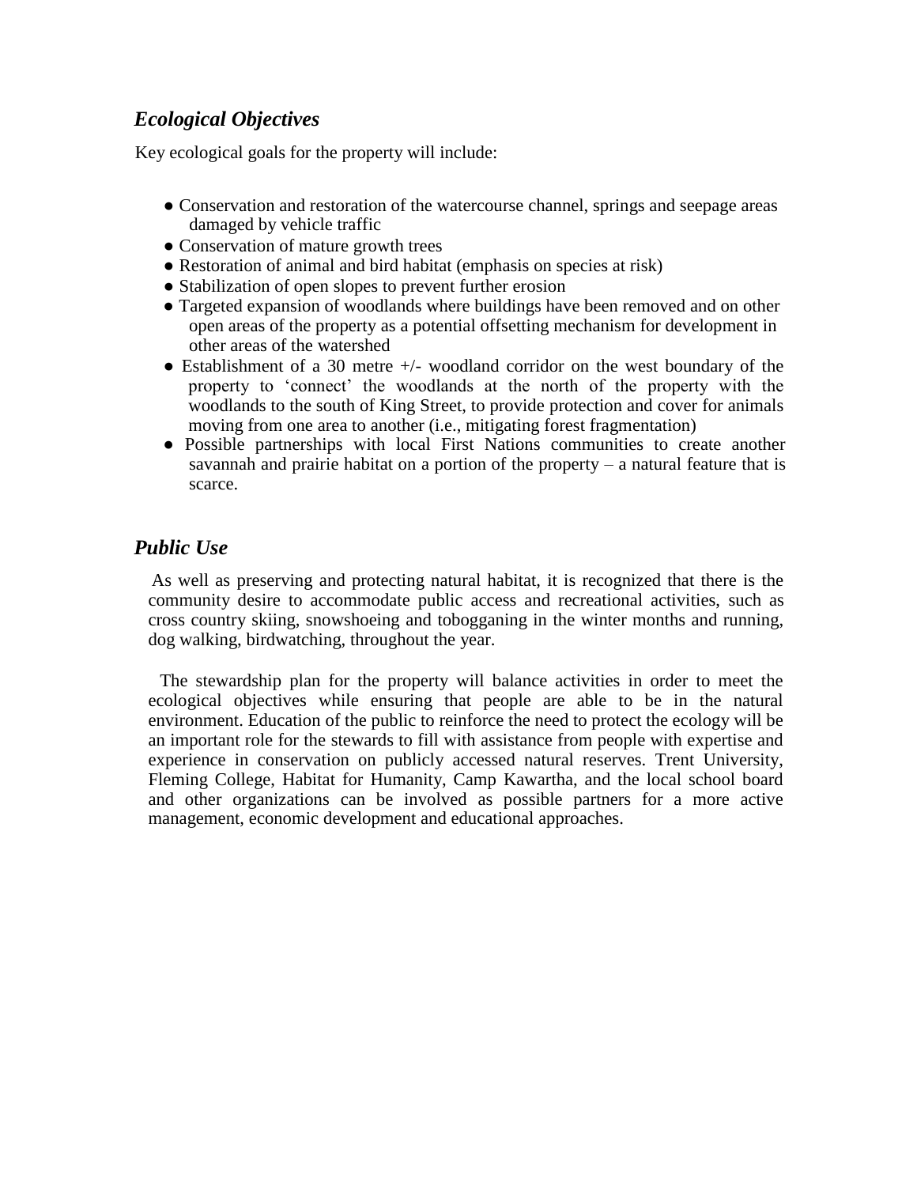## *Ecological Objectives*

Key ecological goals for the property will include:

- Conservation and restoration of the watercourse channel, springs and seepage areas damaged by vehicle traffic
- Conservation of mature growth trees
- Restoration of animal and bird habitat (emphasis on species at risk)
- Stabilization of open slopes to prevent further erosion
- Targeted expansion of woodlands where buildings have been removed and on other open areas of the property as a potential offsetting mechanism for development in other areas of the watershed
- Establishment of a 30 metre +/- woodland corridor on the west boundary of the property to 'connect' the woodlands at the north of the property with the woodlands to the south of King Street, to provide protection and cover for animals moving from one area to another (i.e., mitigating forest fragmentation)
- Possible partnerships with local First Nations communities to create another savannah and prairie habitat on a portion of the property – a natural feature that is scarce.

## *Public Use*

As well as preserving and protecting natural habitat, it is recognized that there is the community desire to accommodate public access and recreational activities, such as cross country skiing, snowshoeing and tobogganing in the winter months and running, dog walking, birdwatching, throughout the year.

The stewardship plan for the property will balance activities in order to meet the ecological objectives while ensuring that people are able to be in the natural environment. Education of the public to reinforce the need to protect the ecology will be an important role for the stewards to fill with assistance from people with expertise and experience in conservation on publicly accessed natural reserves. Trent University, Fleming College, Habitat for Humanity, Camp Kawartha, and the local school board and other organizations can be involved as possible partners for a more active management, economic development and educational approaches.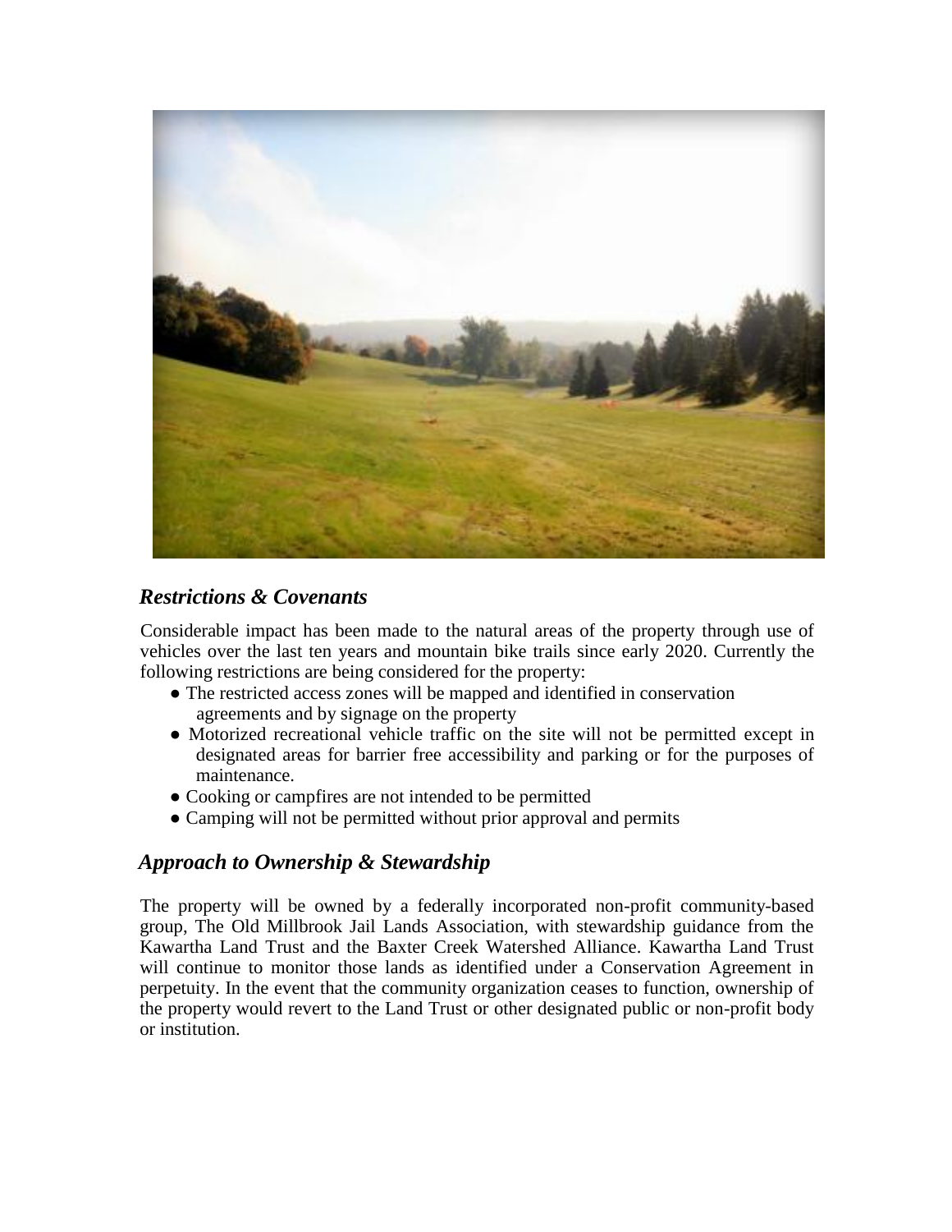## *Restrictions & Covenants*

Considerable impact has been made to the natural areas of the property through use of vehicles over the last ten years and mountain bike trails since early 2020. Currently the following restrictions are being considered for the property:

- The restricted access zones will be mapped and identified in conservation agreements and by signage on the property
- Motorized recreational vehicle traffic on the site will not be permitted except in designated areas for barrier free accessibility and parking or for the purposes of maintenance.
- Cooking or campfires are not intended to be permitted
- Camping will not be permitted without prior approval and permits

## *Approach to Ownership & Stewardship*

The property will be owned by a federally incorporated non-profit community-based group, The Old Millbrook Jail Lands Association, with stewardship guidance from the Kawartha Land Trust and the Baxter Creek Watershed Alliance. Kawartha Land Trust will continue to monitor those lands as identified under a Conservation Agreement in perpetuity. In the event that the community organization ceases to function, ownership of the property would revert to the Land Trust or other designated public or non-profit body or institution.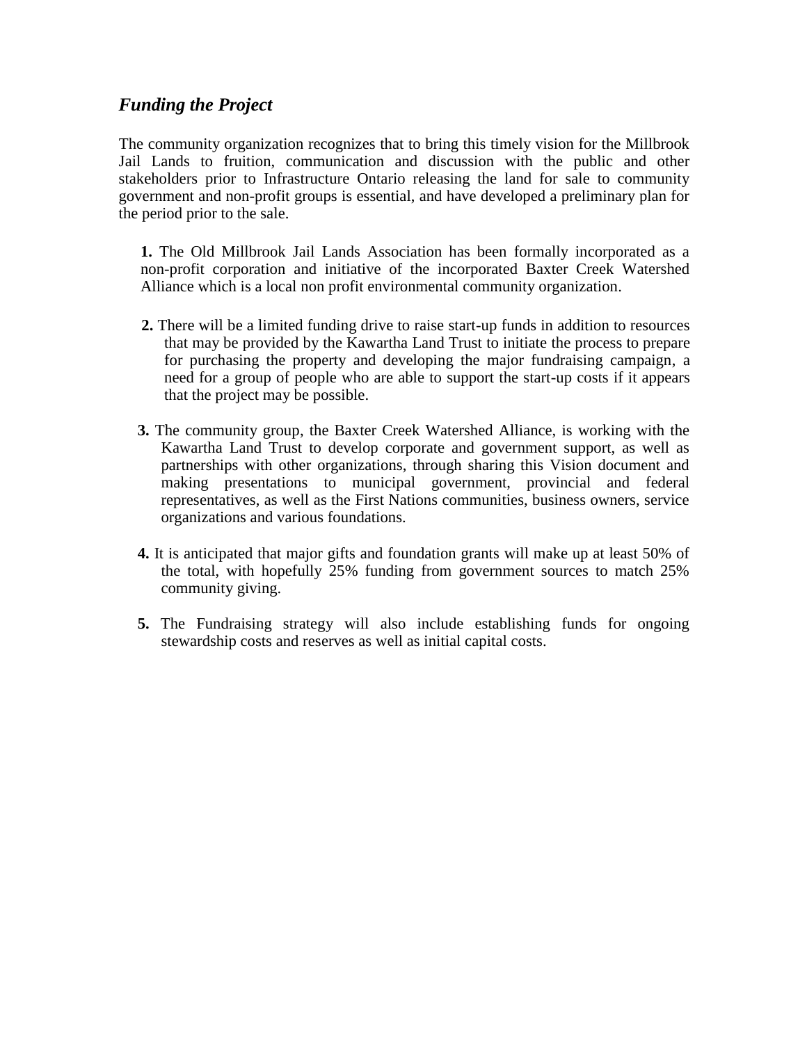### *Funding the Project*

The community organization recognizes that to bring this timely vision for the Millbrook Jail Lands to fruition, communication and discussion with the public and other stakeholders prior to Infrastructure Ontario releasing the land for sale to community government and non-profit groups is essential, and have developed a preliminary plan for the period prior to the sale.

**1.** The Old Millbrook Jail Lands Association has been formally incorporated as a non-profit corporation and initiative of the incorporated Baxter Creek Watershed Alliance which is a local non profit environmental community organization.

**2.** There will be a limited funding drive to raise start-up funds in addition to resources that may be provided by the Kawartha Land Trust to initiate the process to prepare for purchasing the property and developing the major fundraising campaign, a need for a group of people who are able to support the start-up costs if it appears that the project may be possible.

**3.** The community group, the Baxter Creek Watershed Alliance, is working with the Kawartha Land Trust to develop corporate and government support, as well as partnerships with other organizations, through sharing this Vision document and making presentations to municipal government, provincial and federal representatives, as well as the First Nations communities, business owners, service organizations and various foundations.

**4.** It is anticipated that major gifts and foundation grants will make up at least 50% of the total, with hopefully 25% funding from government sources to match 25% community giving.

**5.** The Fundraising strategy will also include establishing funds for ongoing stewardship costs and reserves as well as initial capital costs.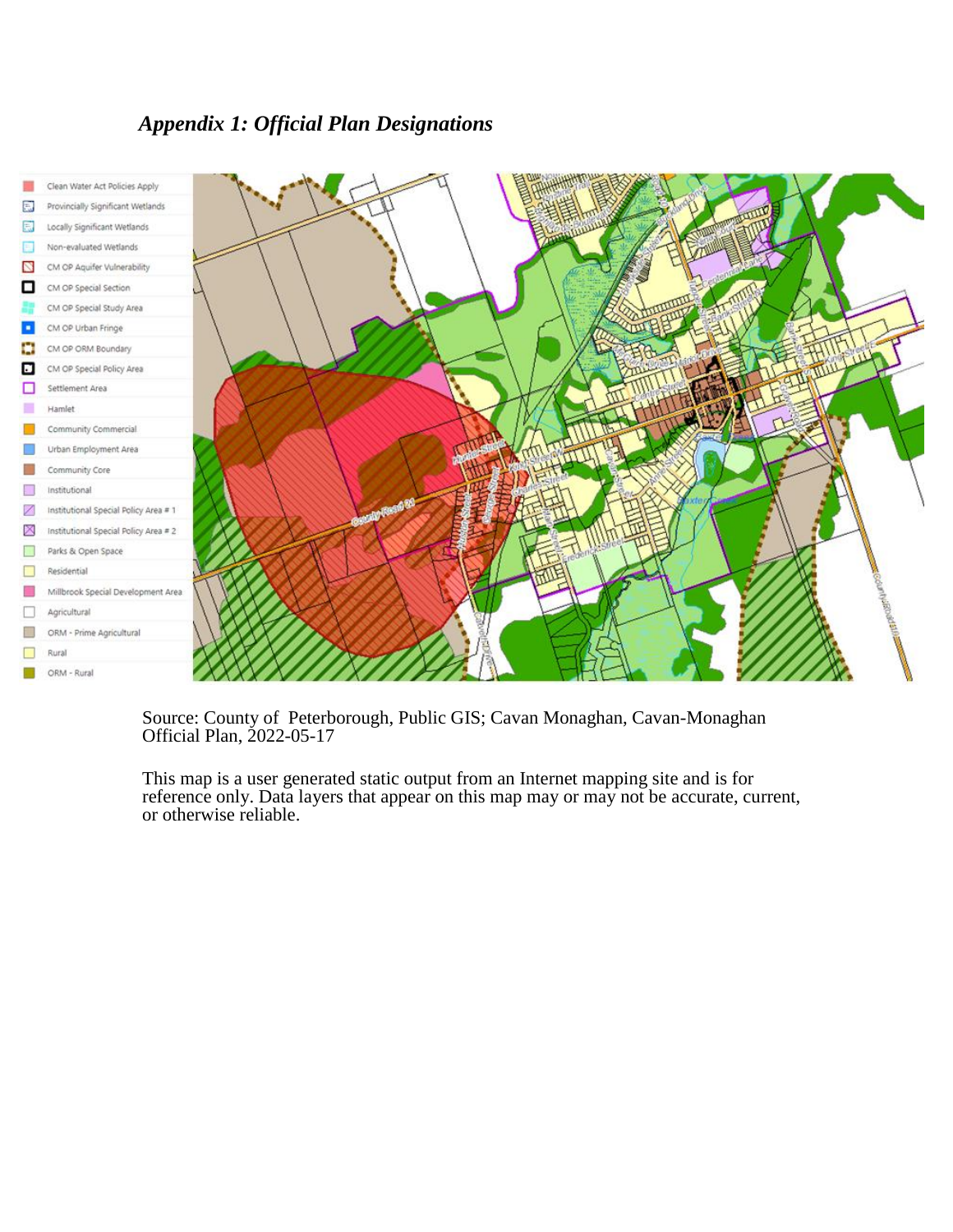*Appendix 1: Official Plan Designations*

Clean Water Act Policies Apply
Provincially Significant Wetlands
Locally Significant Wetlands
Non-evaluated Wetlands
CM OP Aquifer Vulnerability
CM OP Special Section
CM OP Special Study Area
CM OP Urban Fringe
CM OP ORM Boundary
CM OP Special Policy Area
Settlement Area
Hamlet
Community Commercial
Urban Employment Area
Community Core
Institutional
Institutional Special Policy Area # 1
Institutional Special Policy Area # 2
Parks & Open Space
Residential
Millbrook Special Development Area
Agricultural
ORM - Prime Agricultural
Rural
ORM - Rural

Source: County of Peterborough, Public GIS; Cavan Monaghan, Cavan-Monaghan Official Plan, 2022-05-17

This map is a user generated static output from an Internet mapping site and is for reference only. Data layers that appear on this map may or may not be accurate, current, or otherwise reliable.